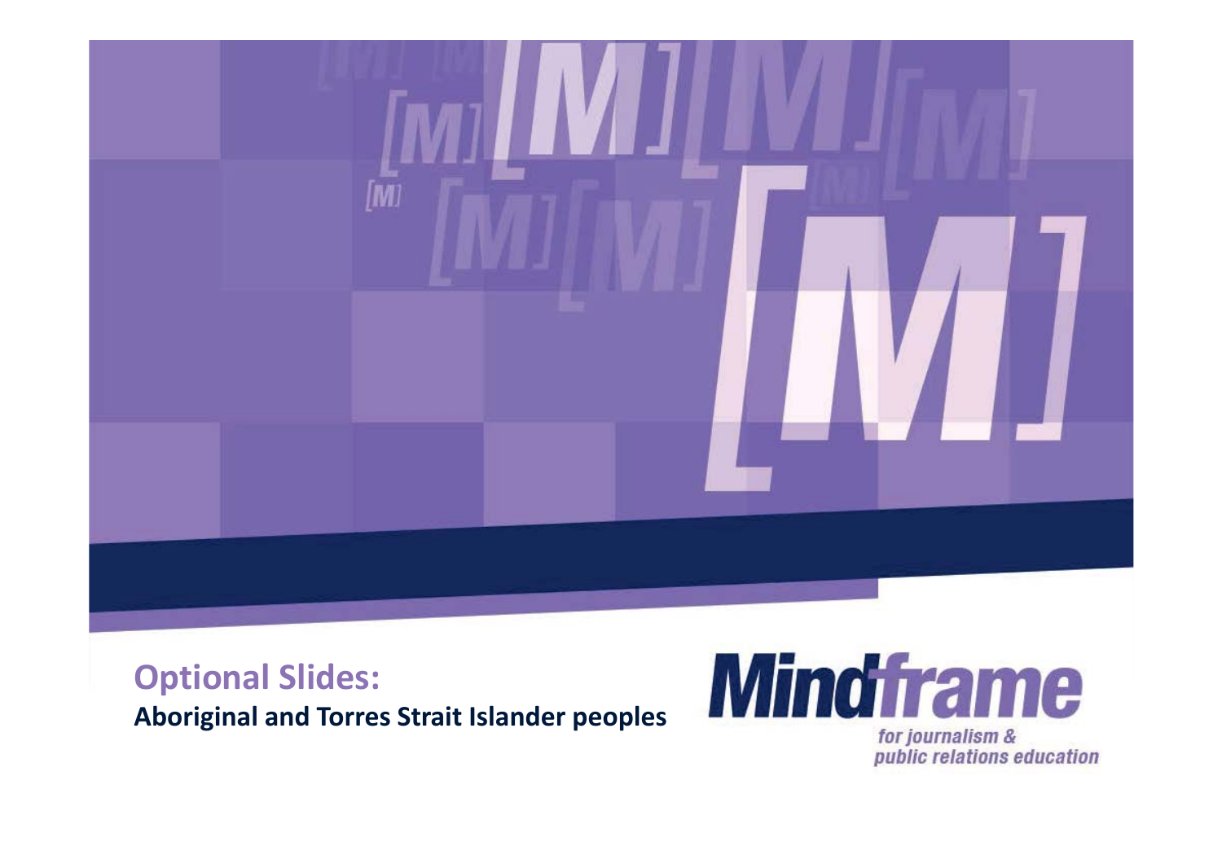# Optional Slides:

**Aboriginal and Torres Strait Islander peoples**

Mindframe

*for journalism & public relations education*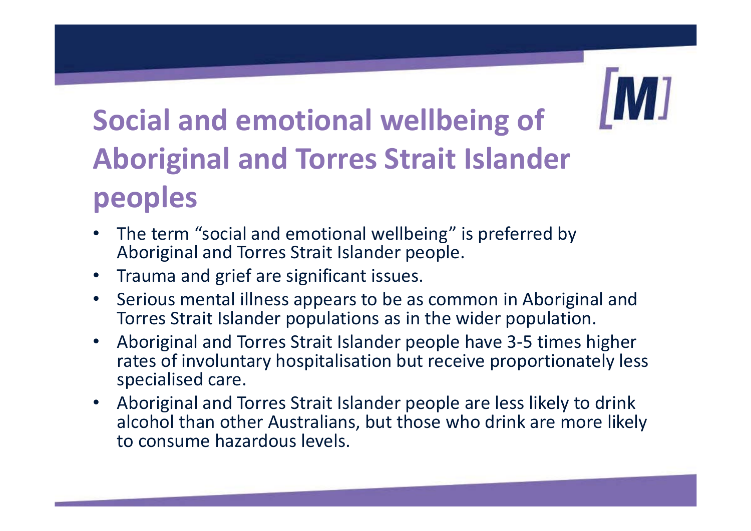# Social and emotional wellbeing of Aboriginal and Torres Strait Islander peoples

- The term "social and emotional wellbeing" is preferred by Aboriginal and Torres Strait Islander people.
- Trauma and grief are significant issues.
- Serious mental illness appears to be as common in Aboriginal and Torres Strait Islander populations as in the wider population.
- Aboriginal and Torres Strait Islander people have 3-5 times higher rates of involuntary hospitalisation but receive proportionately less specialised care.
- Aboriginal and Torres Strait Islander people are less likely to drink alcohol than other Australians, but those who drink are more likely to consume hazardous levels.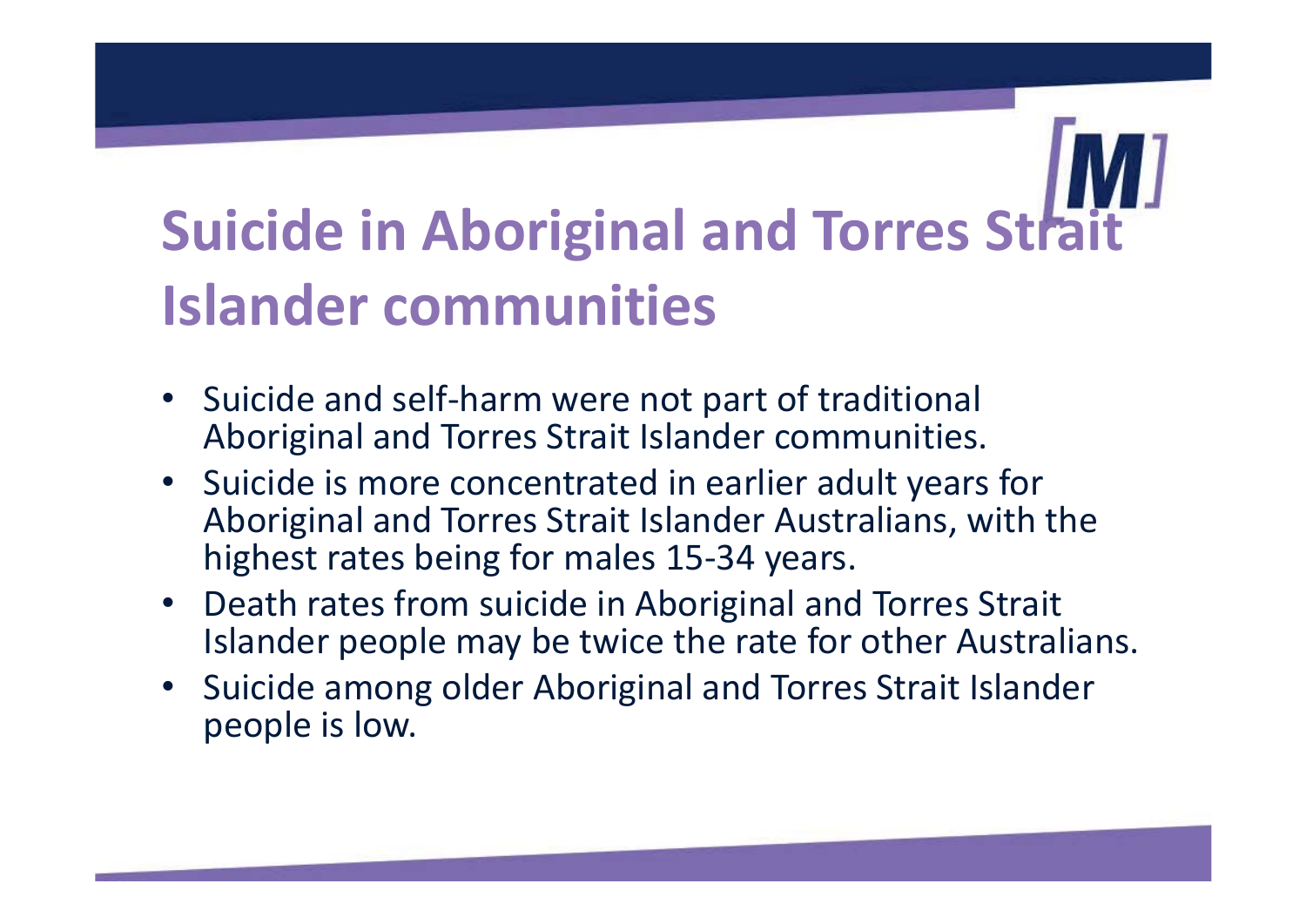# Suicide in Aboriginal and Torres Strait Islander communities

- Suicide and self-harm were not part of traditional Aboriginal and Torres Strait Islander communities.
- Suicide is more concentrated in earlier adult years for Aboriginal and Torres Strait Islander Australians, with the highest rates being for males 15-34 years.
- Death rates from suicide in Aboriginal and Torres Strait Islander people may be twice the rate for other Australians.
- Suicide among older Aboriginal and Torres Strait Islander people is low.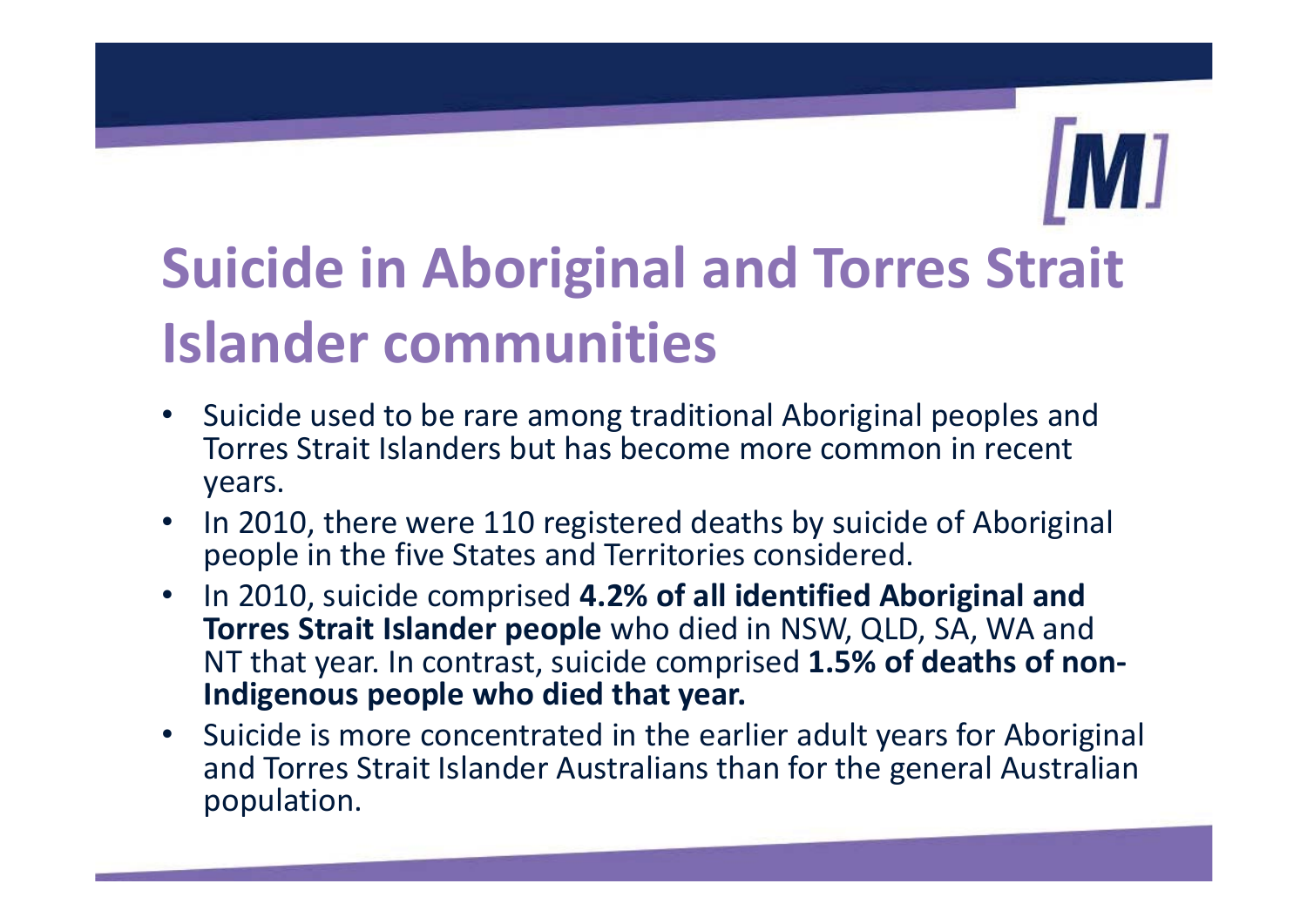# Suicide in Aboriginal and Torres Strait Islander communities

- Suicide used to be rare among traditional Aboriginal peoples and Torres Strait Islanders but has become more common in recent years.
- In 2010, there were 110 registered deaths by suicide of Aboriginal people in the five States and Territories considered.
- In 2010, suicide comprised **4.2% of all identified Aboriginal and Torres Strait Islander people** who died in NSW, QLD, SA, WA and NT that year. In contrast, suicide comprised **1.5% of deaths of non-Indigenous people who died that year.**
- Suicide is more concentrated in the earlier adult years for Aboriginal and Torres Strait Islander Australians than for the general Australian population.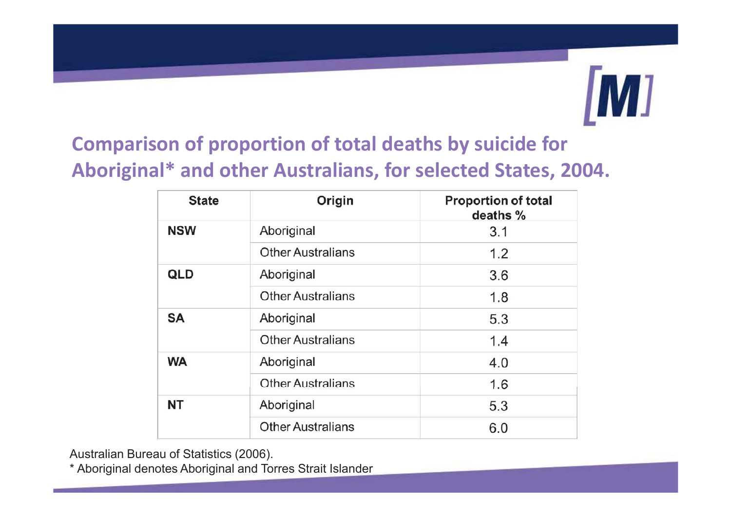## Comparison of proportion of total deaths by suicide for Aboriginal* and other Australians, for selected States, 2004.

| State | Origin | Proportion of total deaths % |
|---|---|---|
| NSW | Aboriginal | 3.1 |
| | Other Australians | 1.2 |
| QLD | Aboriginal | 3.6 |
| | Other Australians | 1.8 |
| SA | Aboriginal | 5.3 |
| | Other Australians | 1.4 |
| WA | Aboriginal | 4.0 |
| | Other Australians | 1.6 |
| NT | Aboriginal | 5.3 |
| | Other Australians | 6.0 |

Australian Bureau of Statistics (2006).

* Aboriginal denotes Aboriginal and Torres Strait Islander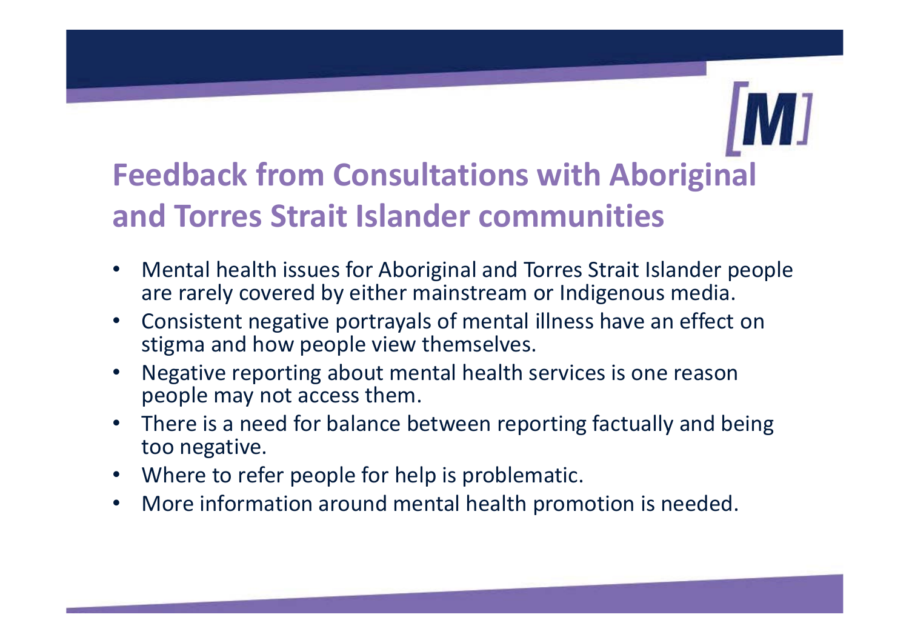# Feedback from Consultations with Aboriginal and Torres Strait Islander communities

- Mental health issues for Aboriginal and Torres Strait Islander people are rarely covered by either mainstream or Indigenous media.
- Consistent negative portrayals of mental illness have an effect on stigma and how people view themselves.
- Negative reporting about mental health services is one reason people may not access them.
- There is a need for balance between reporting factually and being too negative.
- Where to refer people for help is problematic.
- More information around mental health promotion is needed.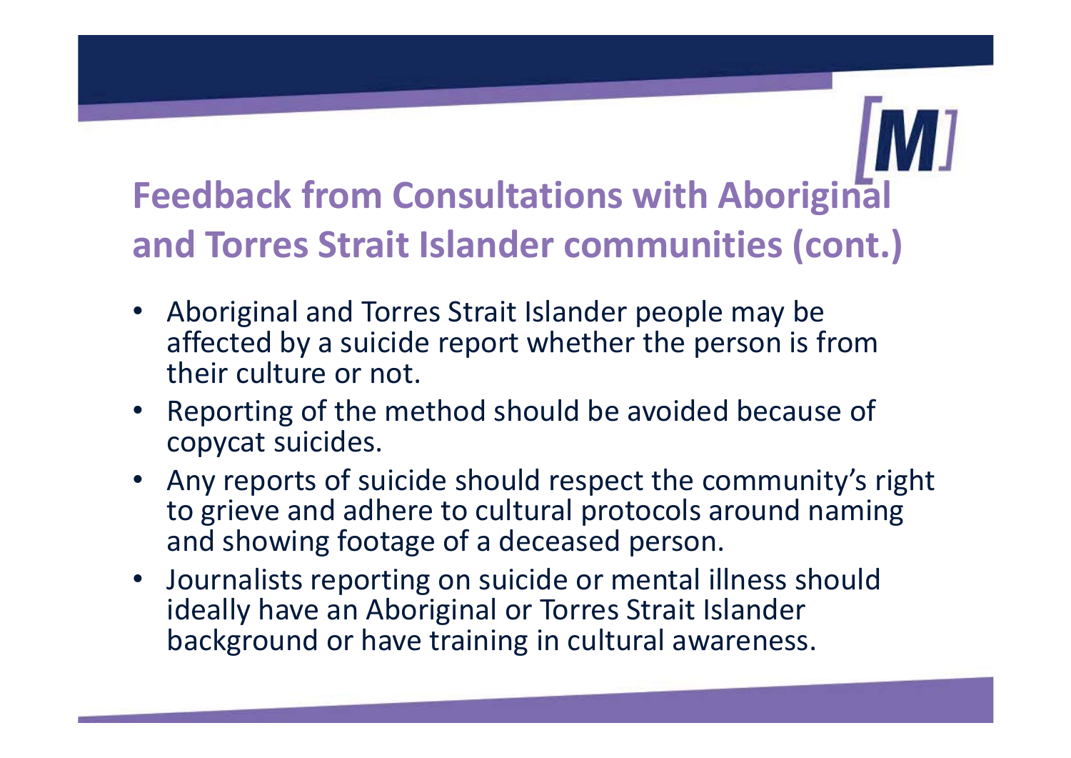## Feedback from Consultations with Aboriginal and Torres Strait Islander communities (cont.)

- Aboriginal and Torres Strait Islander people may be affected by a suicide report whether the person is from their culture or not.
- Reporting of the method should be avoided because of copycat suicides.
- Any reports of suicide should respect the community's right to grieve and adhere to cultural protocols around naming and showing footage of a deceased person.
- Journalists reporting on suicide or mental illness should ideally have an Aboriginal or Torres Strait Islander background or have training in cultural awareness.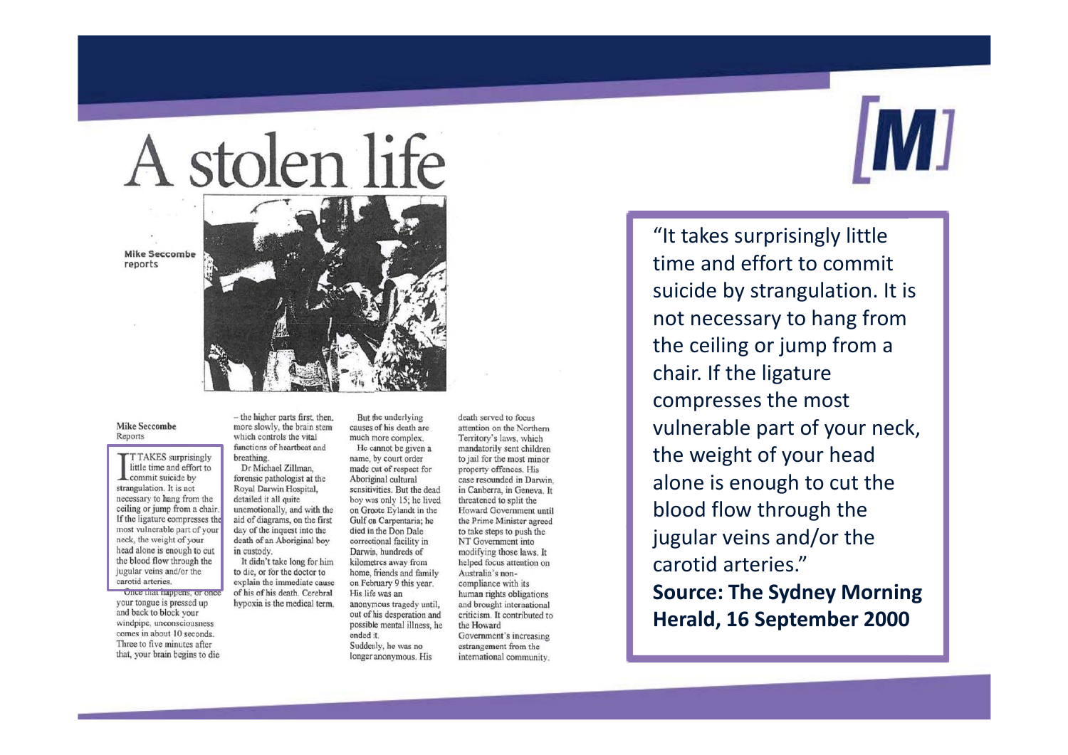# A stolen life

Mike Seccombe reports

Mike Seccombe
Reports

IT TAKES surprisingly little time and effort to commit suicide by strangulation. It is not necessary to hang from the ceiling or jump from a chair. If the ligature compresses the most vulnerable part of your neck, the weight of your head alone is enough to cut the blood flow through the jugular veins and/or the carotid arteries.

Once that happens, or once your tongue is pressed up and back to block your windpipe, unconsciousness comes in about 10 seconds. Three to five minutes after that, your brain begins to die – the higher parts first, then, more slowly, the brain stem which controls the vital functions of heartbeat and breathing.

Dr Michael Zillman, forensic pathologist at the Royal Darwin Hospital, detailed it all quite unemotionally, and with the aid of diagrams, on the first day of the inquest into the death of an Aboriginal boy in custody.

It didn't take long for him to die, or for the doctor to explain the immediate cause of his of his death. Cerebral hypoxia is the medical term.

But the underlying causes of his death are much more complex.

He cannot be given a name, by court order made out of respect for Aboriginal cultural sensitivities. But the dead boy was only 15; he lived on Groote Eylandt in the Gulf of Carpentaria; he died in the Don Dale correctional facility in Darwin, hundreds of kilometres away from home, friends and family on February 9 this year. His life was an anonymous tragedy until, out of his desperation and possible mental illness, he ended it.

Suddenly, he was no longer anonymous. His death served to focus attention on the Northern Territory's laws, which mandatorily sent children to jail for the most minor property offences. His case resounded in Darwin, in Canberra, in Geneva. It threatened to split the Howard Government until the Prime Minister agreed to take steps to push the NT Government into modifying those laws. It helped focus attention on Australia's non-compliance with its human rights obligations and brought international criticism. It contributed to the Howard Government's increasing estrangement from the international community.

"It takes surprisingly little time and effort to commit suicide by strangulation. It is not necessary to hang from the ceiling or jump from a chair. If the ligature compresses the most vulnerable part of your neck, the weight of your head alone is enough to cut the blood flow through the jugular veins and/or the carotid arteries."

**Source: The Sydney Morning Herald, 16 September 2000**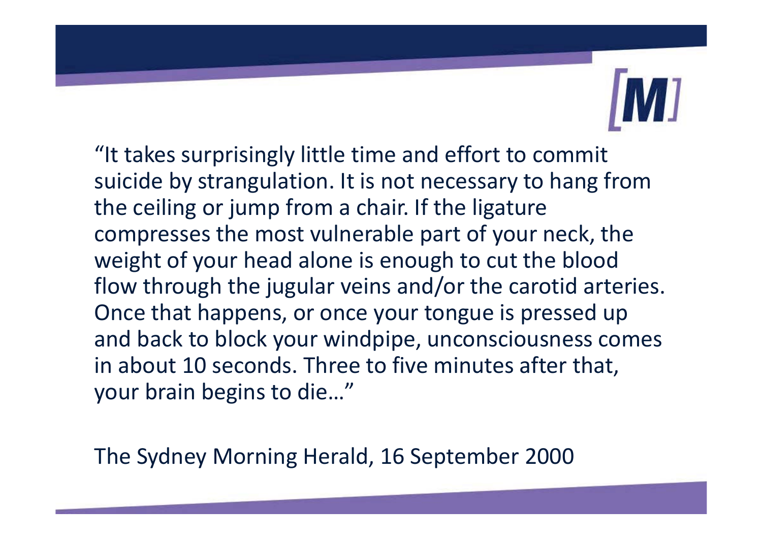"It takes surprisingly little time and effort to commit suicide by strangulation. It is not necessary to hang from the ceiling or jump from a chair. If the ligature compresses the most vulnerable part of your neck, the weight of your head alone is enough to cut the blood flow through the jugular veins and/or the carotid arteries. Once that happens, or once your tongue is pressed up and back to block your windpipe, unconsciousness comes in about 10 seconds. Three to five minutes after that, your brain begins to die…"

The Sydney Morning Herald, 16 September 2000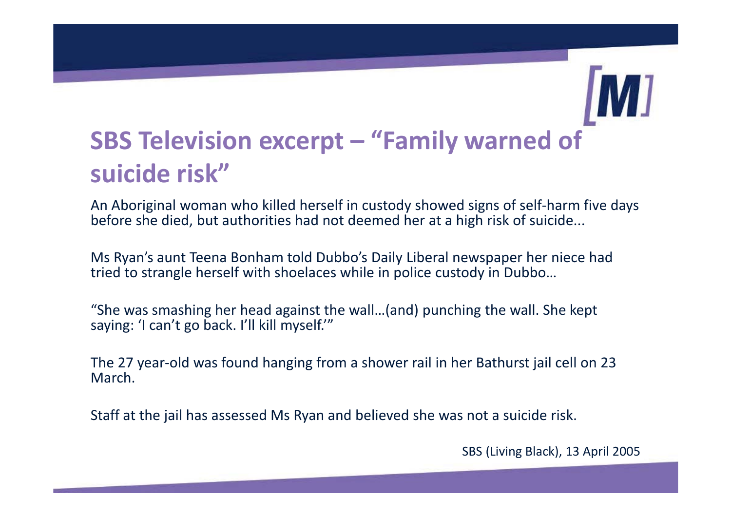# SBS Television excerpt – "Family warned of suicide risk"

An Aboriginal woman who killed herself in custody showed signs of self-harm five days before she died, but authorities had not deemed her at a high risk of suicide...

Ms Ryan's aunt Teena Bonham told Dubbo's Daily Liberal newspaper her niece had tried to strangle herself with shoelaces while in police custody in Dubbo…

"She was smashing her head against the wall…(and) punching the wall. She kept saying: 'I can't go back. I'll kill myself.'"

The 27 year-old was found hanging from a shower rail in her Bathurst jail cell on 23 March.

Staff at the jail has assessed Ms Ryan and believed she was not a suicide risk.

SBS (Living Black), 13 April 2005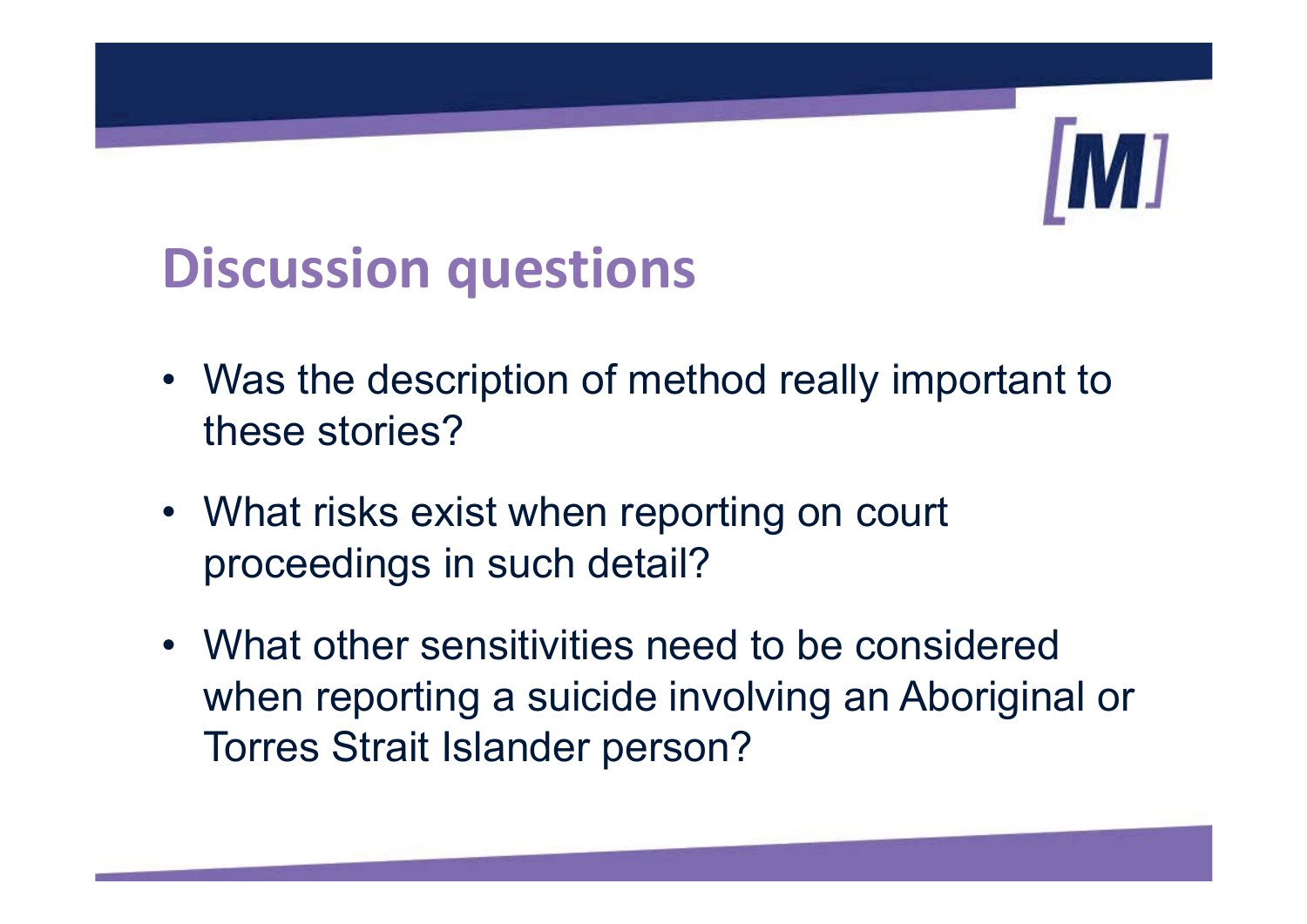## Discussion questions

- Was the description of method really important to these stories?
- What risks exist when reporting on court proceedings in such detail?
- What other sensitivities need to be considered when reporting a suicide involving an Aboriginal or Torres Strait Islander person?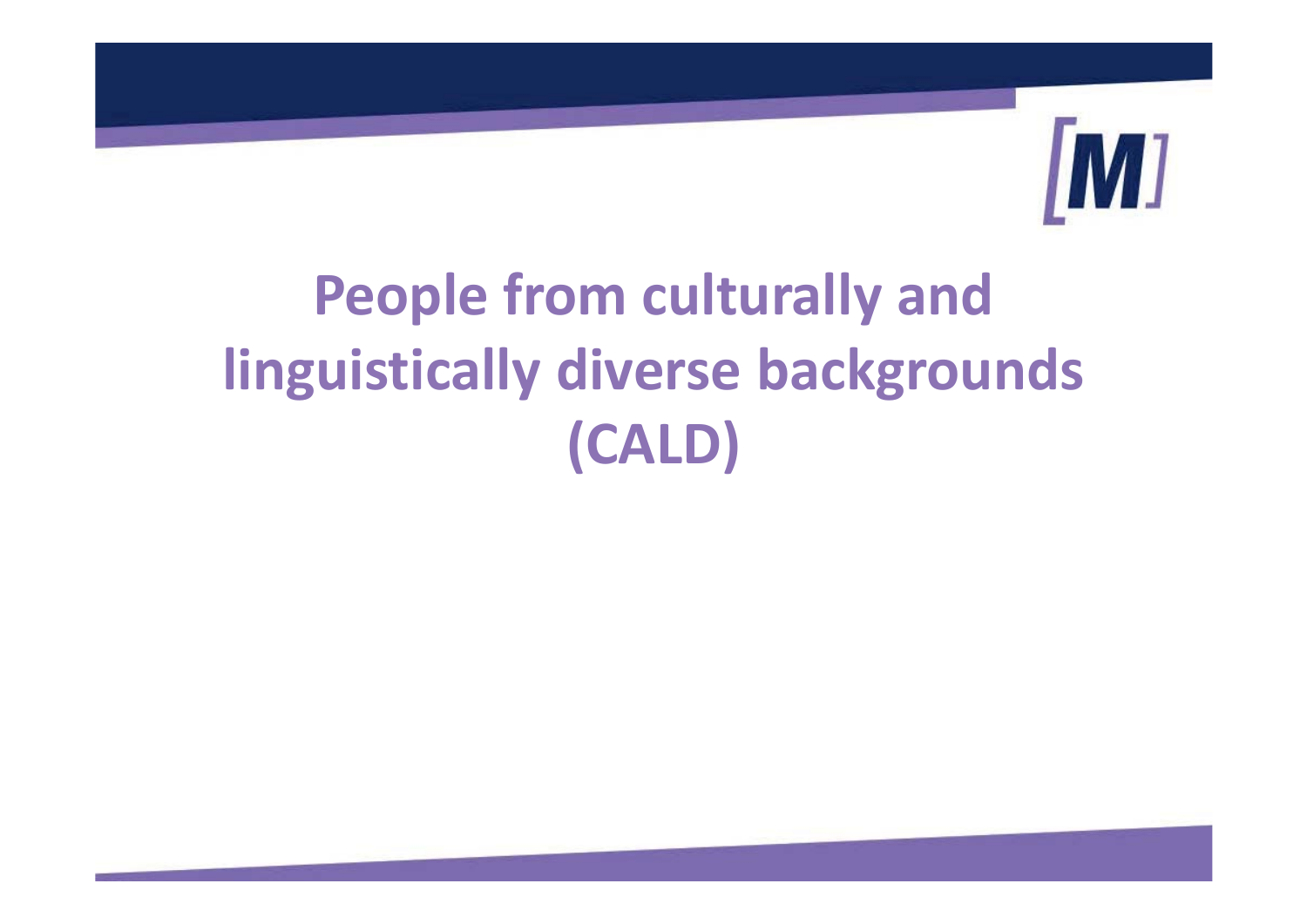# People from culturally and linguistically diverse backgrounds (CALD)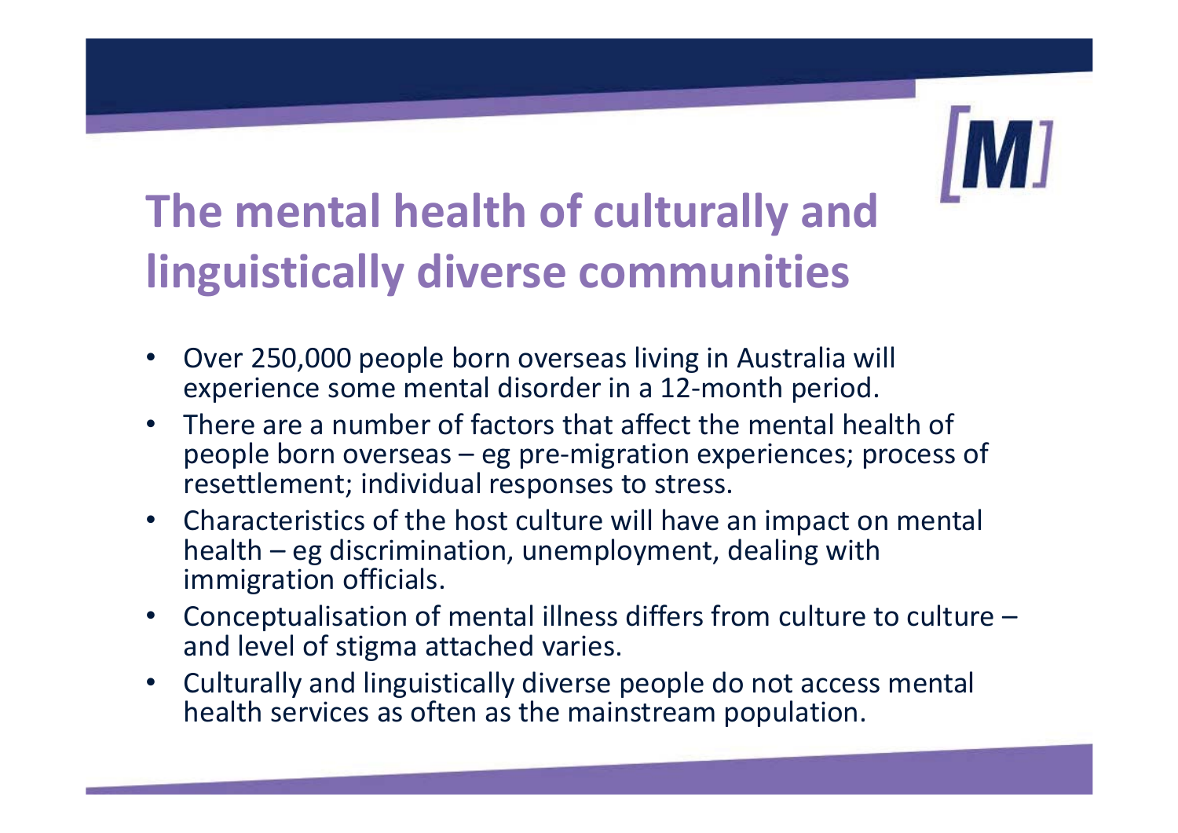# The mental health of culturally and linguistically diverse communities

- Over 250,000 people born overseas living in Australia will experience some mental disorder in a 12-month period.
- There are a number of factors that affect the mental health of people born overseas – eg pre-migration experiences; process of resettlement; individual responses to stress.
- Characteristics of the host culture will have an impact on mental health – eg discrimination, unemployment, dealing with immigration officials.
- Conceptualisation of mental illness differs from culture to culture – and level of stigma attached varies.
- Culturally and linguistically diverse people do not access mental health services as often as the mainstream population.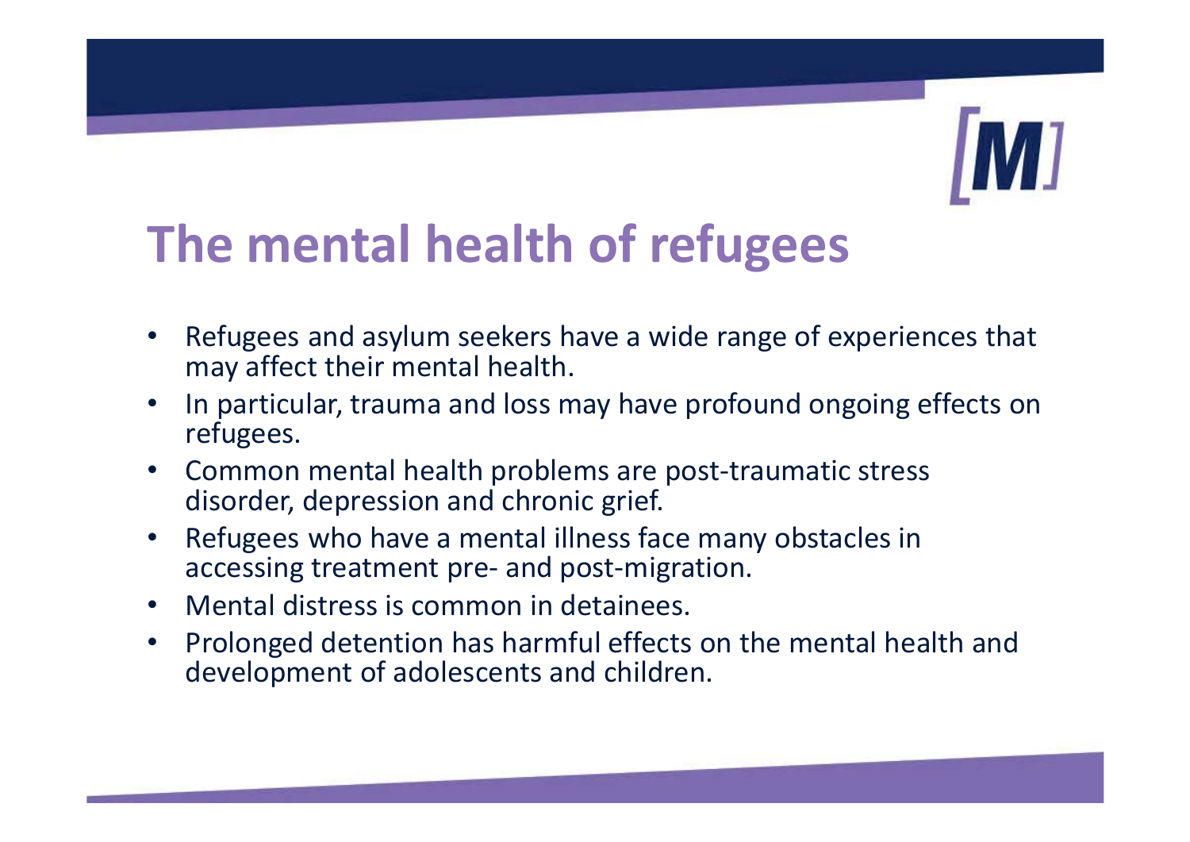# The mental health of refugees

- Refugees and asylum seekers have a wide range of experiences that may affect their mental health.
- In particular, trauma and loss may have profound ongoing effects on refugees.
- Common mental health problems are post-traumatic stress disorder, depression and chronic grief.
- Refugees who have a mental illness face many obstacles in accessing treatment pre- and post-migration.
- Mental distress is common in detainees.
- Prolonged detention has harmful effects on the mental health and development of adolescents and children.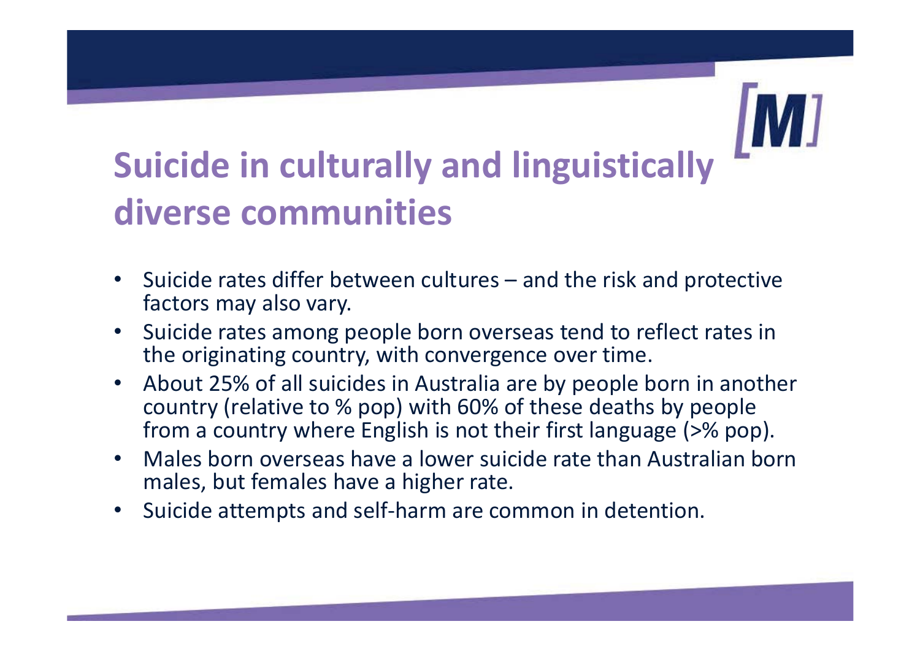# Suicide in culturally and linguistically diverse communities

- Suicide rates differ between cultures – and the risk and protective factors may also vary.
- Suicide rates among people born overseas tend to reflect rates in the originating country, with convergence over time.
- About 25% of all suicides in Australia are by people born in another country (relative to % pop) with 60% of these deaths by people from a country where English is not their first language (>% pop).
- Males born overseas have a lower suicide rate than Australian born males, but females have a higher rate.
- Suicide attempts and self-harm are common in detention.